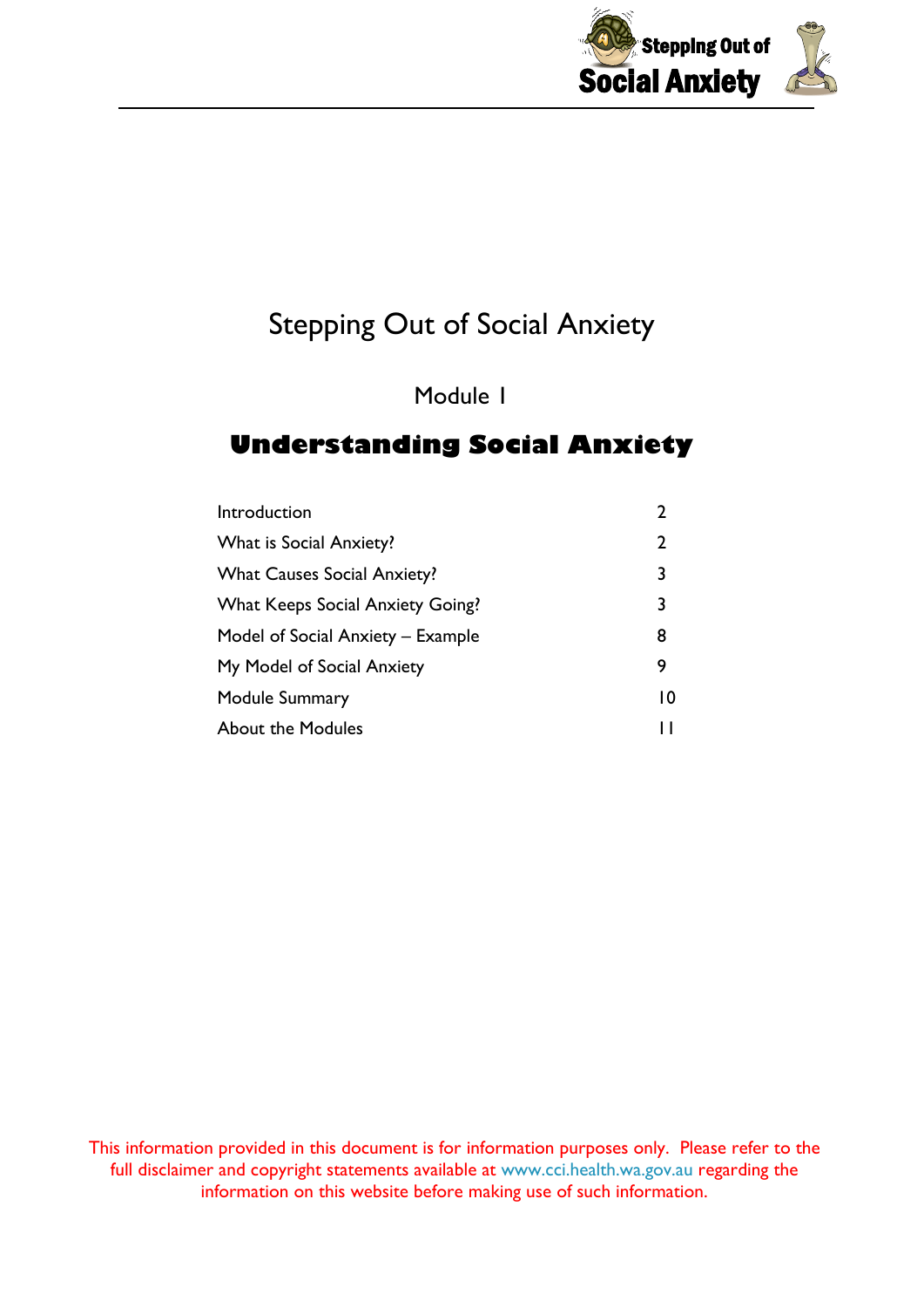# Stepping Out of Social Anxiety

## Module 1

## **Understanding Social Anxiety**

| | |
|---|---|
| Introduction | 2 |
| What is Social Anxiety? | 2 |
| What Causes Social Anxiety? | 3 |
| What Keeps Social Anxiety Going? | 3 |
| Model of Social Anxiety – Example | 8 |
| My Model of Social Anxiety | 9 |
| Module Summary | 10 |
| About the Modules | 11 |

This information provided in this document is for information purposes only. Please refer to the full disclaimer and copyright statements available at www.cci.health.wa.gov.au regarding the information on this website before making use of such information.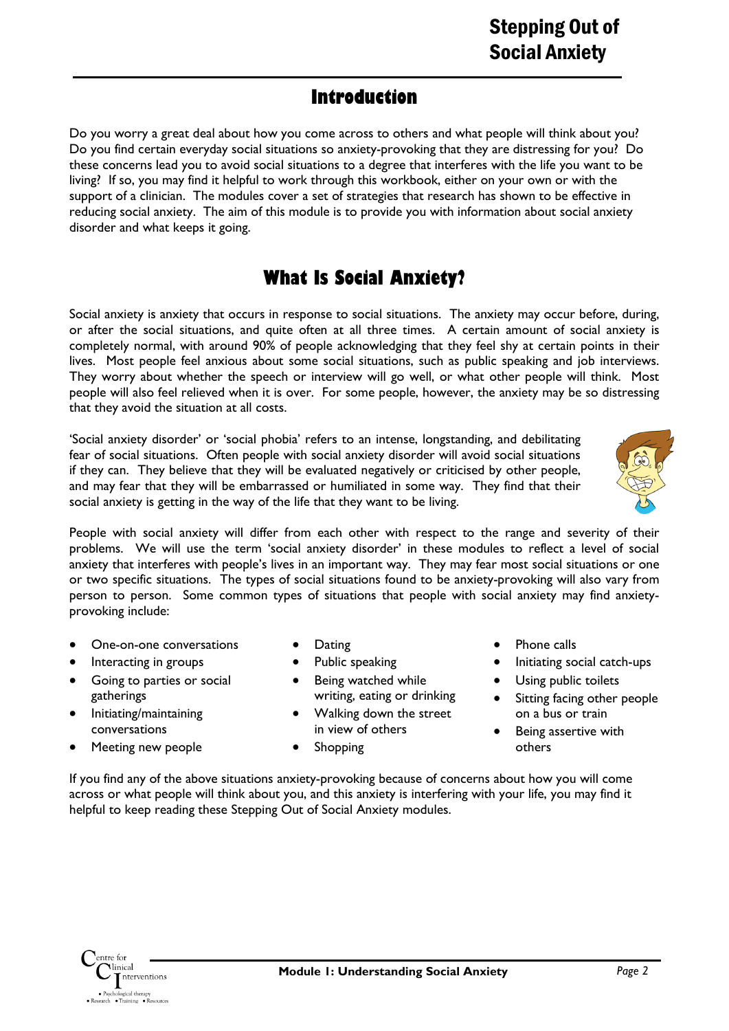## Introduction

Do you worry a great deal about how you come across to others and what people will think about you? Do you find certain everyday social situations so anxiety-provoking that they are distressing for you? Do these concerns lead you to avoid social situations to a degree that interferes with the life you want to be living? If so, you may find it helpful to work through this workbook, either on your own or with the support of a clinician. The modules cover a set of strategies that research has shown to be effective in reducing social anxiety. The aim of this module is to provide you with information about social anxiety disorder and what keeps it going.

## What Is Social Anxiety?

Social anxiety is anxiety that occurs in response to social situations. The anxiety may occur before, during, or after the social situations, and quite often at all three times. A certain amount of social anxiety is completely normal, with around 90% of people acknowledging that they feel shy at certain points in their lives. Most people feel anxious about some social situations, such as public speaking and job interviews. They worry about whether the speech or interview will go well, or what other people will think. Most people will also feel relieved when it is over. For some people, however, the anxiety may be so distressing that they avoid the situation at all costs.

'Social anxiety disorder' or 'social phobia' refers to an intense, longstanding, and debilitating fear of social situations. Often people with social anxiety disorder will avoid social situations if they can. They believe that they will be evaluated negatively or criticised by other people, and may fear that they will be embarrassed or humiliated in some way. They find that their social anxiety is getting in the way of the life that they want to be living.

People with social anxiety will differ from each other with respect to the range and severity of their problems. We will use the term 'social anxiety disorder' in these modules to reflect a level of social anxiety that interferes with people's lives in an important way. They may fear most social situations or one or two specific situations. The types of social situations found to be anxiety-provoking will also vary from person to person. Some common types of situations that people with social anxiety may find anxiety-provoking include:

- One-on-one conversations
- Interacting in groups
- Going to parties or social gatherings
- Initiating/maintaining conversations
- Meeting new people
- Dating
- Public speaking
- Being watched while writing, eating or drinking
- Walking down the street in view of others
- Shopping
- Phone calls
- Initiating social catch-ups
- Using public toilets
- Sitting facing other people on a bus or train
- Being assertive with others

If you find any of the above situations anxiety-provoking because of concerns about how you will come across or what people will think about you, and this anxiety is interfering with your life, you may find it helpful to keep reading these Stepping Out of Social Anxiety modules.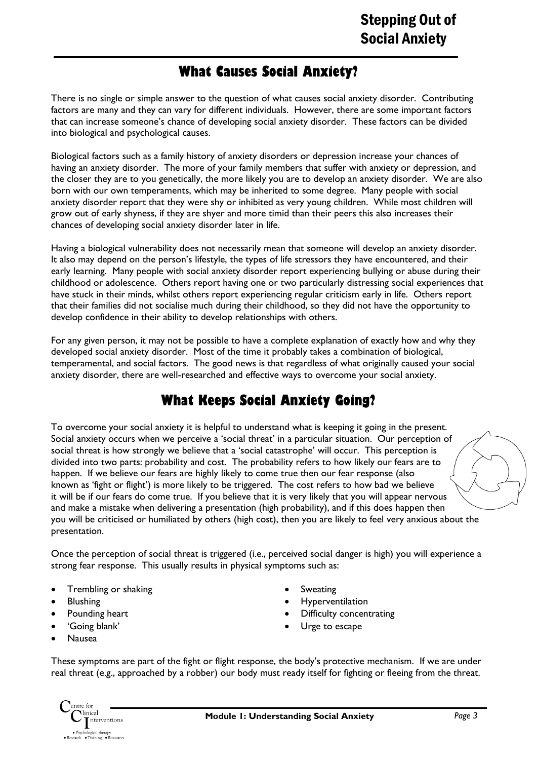## What Causes Social Anxiety?

There is no single or simple answer to the question of what causes social anxiety disorder. Contributing factors are many and they can vary for different individuals. However, there are some important factors that can increase someone's chance of developing social anxiety disorder. These factors can be divided into biological and psychological causes.

Biological factors such as a family history of anxiety disorders or depression increase your chances of having an anxiety disorder. The more of your family members that suffer with anxiety or depression, and the closer they are to you genetically, the more likely you are to develop an anxiety disorder. We are also born with our own temperaments, which may be inherited to some degree. Many people with social anxiety disorder report that they were shy or inhibited as very young children. While most children will grow out of early shyness, if they are shyer and more timid than their peers this also increases their chances of developing social anxiety disorder later in life.

Having a biological vulnerability does not necessarily mean that someone will develop an anxiety disorder. It also may depend on the person's lifestyle, the types of life stressors they have encountered, and their early learning. Many people with social anxiety disorder report experiencing bullying or abuse during their childhood or adolescence. Others report having one or two particularly distressing social experiences that have stuck in their minds, whilst others report experiencing regular criticism early in life. Others report that their families did not socialise much during their childhood, so they did not have the opportunity to develop confidence in their ability to develop relationships with others.

For any given person, it may not be possible to have a complete explanation of exactly how and why they developed social anxiety disorder. Most of the time it probably takes a combination of biological, temperamental, and social factors. The good news is that regardless of what originally caused your social anxiety disorder, there are well-researched and effective ways to overcome your social anxiety.

## What Keeps Social Anxiety Going?

To overcome your social anxiety it is helpful to understand what is keeping it going in the present. Social anxiety occurs when we perceive a 'social threat' in a particular situation. Our perception of social threat is how strongly we believe that a 'social catastrophe' will occur. This perception is divided into two parts: probability and cost. The probability refers to how likely our fears are to happen. If we believe our fears are highly likely to come true then our fear response (also known as 'fight or flight') is more likely to be triggered. The cost refers to how bad we believe it will be if our fears do come true. If you believe that it is very likely that you will appear nervous and make a mistake when delivering a presentation (high probability), and if this does happen then you will be criticised or humiliated by others (high cost), then you are likely to feel very anxious about the presentation.

Once the perception of social threat is triggered (i.e., perceived social danger is high) you will experience a strong fear response. This usually results in physical symptoms such as:

- Trembling or shaking
- Blushing
- Pounding heart
- 'Going blank'
- Nausea
- Sweating
- Hyperventilation
- Difficulty concentrating
- Urge to escape

These symptoms are part of the fight or flight response, the body's protective mechanism. If we are under real threat (e.g., approached by a robber) our body must ready itself for fighting or fleeing from the threat.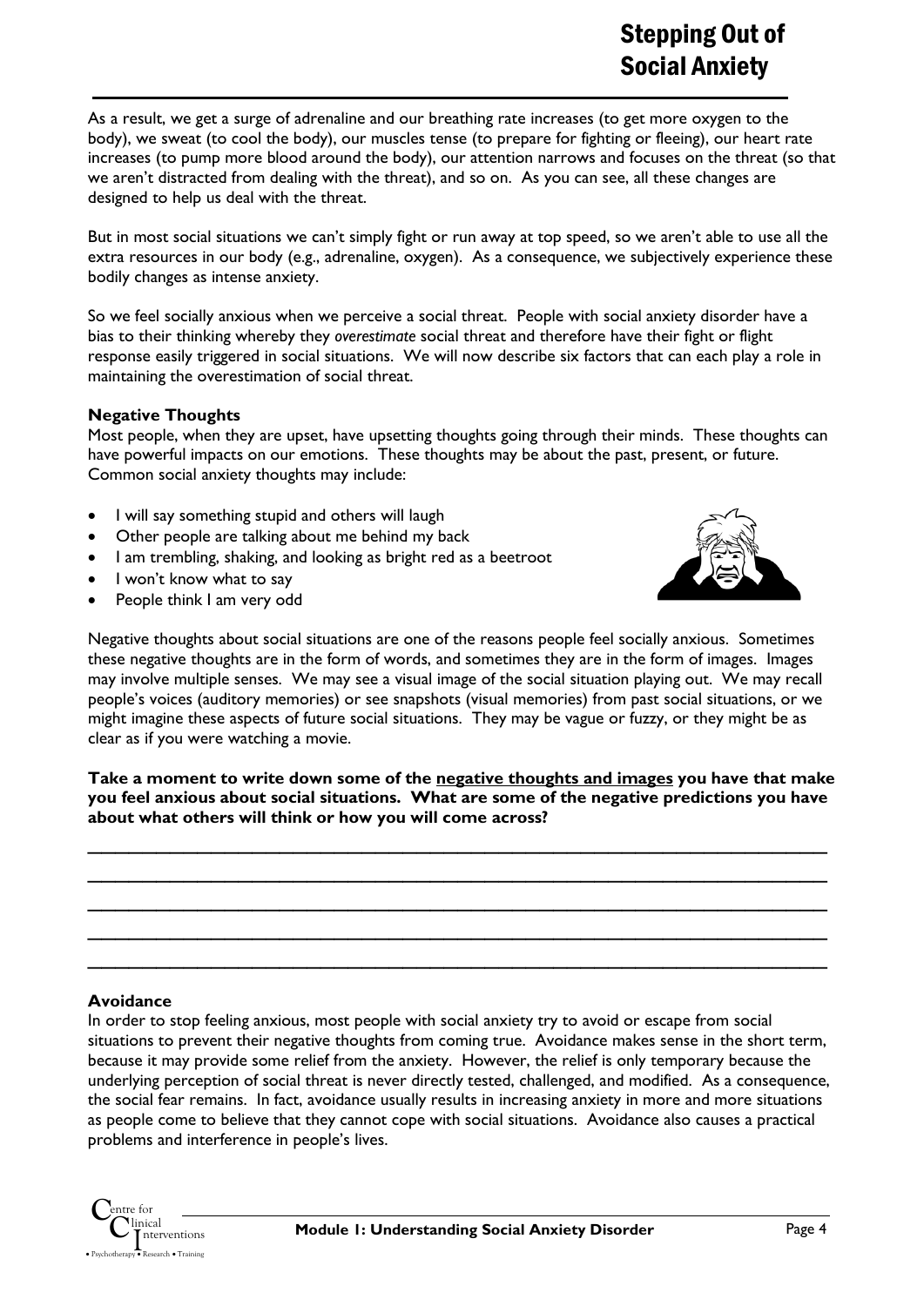As a result, we get a surge of adrenaline and our breathing rate increases (to get more oxygen to the body), we sweat (to cool the body), our muscles tense (to prepare for fighting or fleeing), our heart rate increases (to pump more blood around the body), our attention narrows and focuses on the threat (so that we aren't distracted from dealing with the threat), and so on. As you can see, all these changes are designed to help us deal with the threat.

But in most social situations we can't simply fight or run away at top speed, so we aren't able to use all the extra resources in our body (e.g., adrenaline, oxygen). As a consequence, we subjectively experience these bodily changes as intense anxiety.

So we feel socially anxious when we perceive a social threat. People with social anxiety disorder have a bias to their thinking whereby they *overestimate* social threat and therefore have their fight or flight response easily triggered in social situations. We will now describe six factors that can each play a role in maintaining the overestimation of social threat.

### Negative Thoughts

Most people, when they are upset, have upsetting thoughts going through their minds. These thoughts can have powerful impacts on our emotions. These thoughts may be about the past, present, or future. Common social anxiety thoughts may include:

- I will say something stupid and others will laugh
- Other people are talking about me behind my back
- I am trembling, shaking, and looking as bright red as a beetroot
- I won't know what to say
- People think I am very odd

Negative thoughts about social situations are one of the reasons people feel socially anxious. Sometimes these negative thoughts are in the form of words, and sometimes they are in the form of images. Images may involve multiple senses. We may see a visual image of the social situation playing out. We may recall people's voices (auditory memories) or see snapshots (visual memories) from past social situations, or we might imagine these aspects of future social situations. They may be vague or fuzzy, or they might be as clear as if you were watching a movie.

**Take a moment to write down some of the <u>negative thoughts and images</u> you have that make you feel anxious about social situations. What are some of the negative predictions you have about what others will think or how you will come across?**

_______________________________________________________________________________

_______________________________________________________________________________

_______________________________________________________________________________

_______________________________________________________________________________

_______________________________________________________________________________

### Avoidance

In order to stop feeling anxious, most people with social anxiety try to avoid or escape from social situations to prevent their negative thoughts from coming true. Avoidance makes sense in the short term, because it may provide some relief from the anxiety. However, the relief is only temporary because the underlying perception of social threat is never directly tested, challenged, and modified. As a consequence, the social fear remains. In fact, avoidance usually results in increasing anxiety in more and more situations as people come to believe that they cannot cope with social situations. Avoidance also causes a practical problems and interference in people's lives.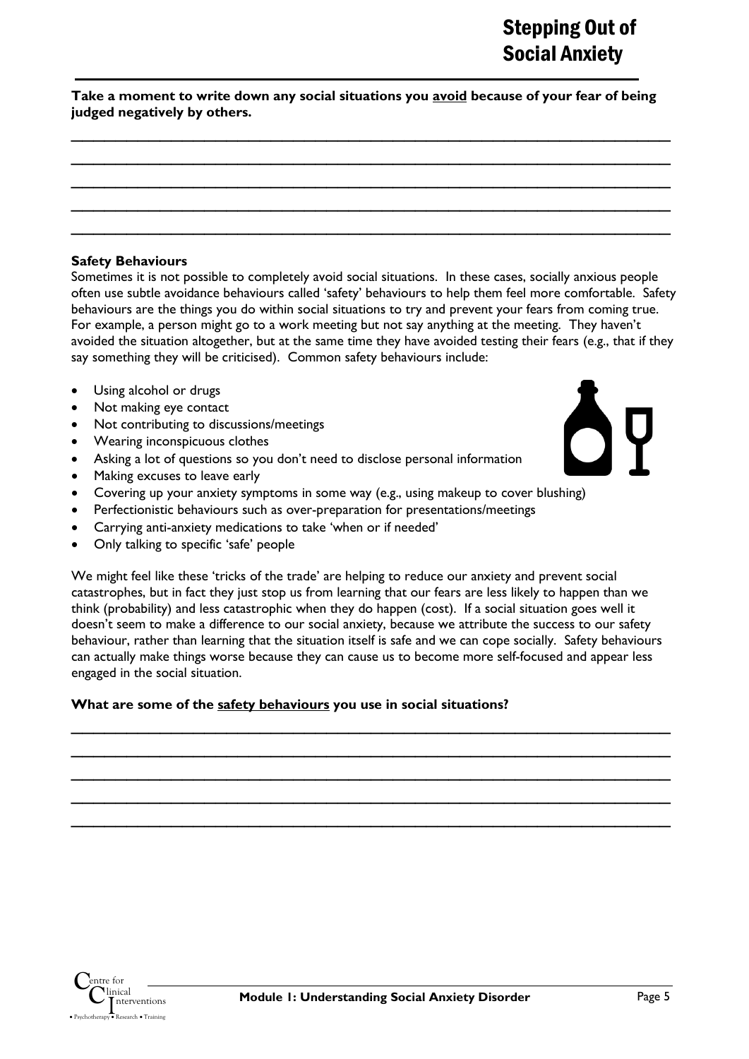**Take a moment to write down any social situations you avoid because of your fear of being judged negatively by others.**

\_\_\_\_\_\_\_\_\_\_\_\_\_\_\_\_\_\_\_\_\_\_\_\_\_\_\_\_\_\_\_\_\_\_\_\_\_\_\_\_\_\_\_\_\_\_\_\_\_\_\_\_\_\_\_\_\_\_\_\_\_\_\_\_\_\_\_\_\_\_\_\_\_\_

\_\_\_\_\_\_\_\_\_\_\_\_\_\_\_\_\_\_\_\_\_\_\_\_\_\_\_\_\_\_\_\_\_\_\_\_\_\_\_\_\_\_\_\_\_\_\_\_\_\_\_\_\_\_\_\_\_\_\_\_\_\_\_\_\_\_\_\_\_\_\_\_\_\_

\_\_\_\_\_\_\_\_\_\_\_\_\_\_\_\_\_\_\_\_\_\_\_\_\_\_\_\_\_\_\_\_\_\_\_\_\_\_\_\_\_\_\_\_\_\_\_\_\_\_\_\_\_\_\_\_\_\_\_\_\_\_\_\_\_\_\_\_\_\_\_\_\_\_

\_\_\_\_\_\_\_\_\_\_\_\_\_\_\_\_\_\_\_\_\_\_\_\_\_\_\_\_\_\_\_\_\_\_\_\_\_\_\_\_\_\_\_\_\_\_\_\_\_\_\_\_\_\_\_\_\_\_\_\_\_\_\_\_\_\_\_\_\_\_\_\_\_\_

\_\_\_\_\_\_\_\_\_\_\_\_\_\_\_\_\_\_\_\_\_\_\_\_\_\_\_\_\_\_\_\_\_\_\_\_\_\_\_\_\_\_\_\_\_\_\_\_\_\_\_\_\_\_\_\_\_\_\_\_\_\_\_\_\_\_\_\_\_\_\_\_\_\_

### Safety Behaviours

Sometimes it is not possible to completely avoid social situations. In these cases, socially anxious people often use subtle avoidance behaviours called 'safety' behaviours to help them feel more comfortable. Safety behaviours are the things you do within social situations to try and prevent your fears from coming true. For example, a person might go to a work meeting but not say anything at the meeting. They haven't avoided the situation altogether, but at the same time they have avoided testing their fears (e.g., that if they say something they will be criticised). Common safety behaviours include:

- Using alcohol or drugs
- Not making eye contact
- Not contributing to discussions/meetings
- Wearing inconspicuous clothes
- Asking a lot of questions so you don't need to disclose personal information
- Making excuses to leave early
- Covering up your anxiety symptoms in some way (e.g., using makeup to cover blushing)
- Perfectionistic behaviours such as over-preparation for presentations/meetings
- Carrying anti-anxiety medications to take 'when or if needed'
- Only talking to specific 'safe' people

We might feel like these 'tricks of the trade' are helping to reduce our anxiety and prevent social catastrophes, but in fact they just stop us from learning that our fears are less likely to happen than we think (probability) and less catastrophic when they do happen (cost). If a social situation goes well it doesn't seem to make a difference to our social anxiety, because we attribute the success to our safety behaviour, rather than learning that the situation itself is safe and we can cope socially. Safety behaviours can actually make things worse because they can cause us to become more self-focused and appear less engaged in the social situation.

**What are some of the safety behaviours you use in social situations?**

\_\_\_\_\_\_\_\_\_\_\_\_\_\_\_\_\_\_\_\_\_\_\_\_\_\_\_\_\_\_\_\_\_\_\_\_\_\_\_\_\_\_\_\_\_\_\_\_\_\_\_\_\_\_\_\_\_\_\_\_\_\_\_\_\_\_\_\_\_\_\_\_\_\_

\_\_\_\_\_\_\_\_\_\_\_\_\_\_\_\_\_\_\_\_\_\_\_\_\_\_\_\_\_\_\_\_\_\_\_\_\_\_\_\_\_\_\_\_\_\_\_\_\_\_\_\_\_\_\_\_\_\_\_\_\_\_\_\_\_\_\_\_\_\_\_\_\_\_

\_\_\_\_\_\_\_\_\_\_\_\_\_\_\_\_\_\_\_\_\_\_\_\_\_\_\_\_\_\_\_\_\_\_\_\_\_\_\_\_\_\_\_\_\_\_\_\_\_\_\_\_\_\_\_\_\_\_\_\_\_\_\_\_\_\_\_\_\_\_\_\_\_\_

\_\_\_\_\_\_\_\_\_\_\_\_\_\_\_\_\_\_\_\_\_\_\_\_\_\_\_\_\_\_\_\_\_\_\_\_\_\_\_\_\_\_\_\_\_\_\_\_\_\_\_\_\_\_\_\_\_\_\_\_\_\_\_\_\_\_\_\_\_\_\_\_\_\_

\_\_\_\_\_\_\_\_\_\_\_\_\_\_\_\_\_\_\_\_\_\_\_\_\_\_\_\_\_\_\_\_\_\_\_\_\_\_\_\_\_\_\_\_\_\_\_\_\_\_\_\_\_\_\_\_\_\_\_\_\_\_\_\_\_\_\_\_\_\_\_\_\_\_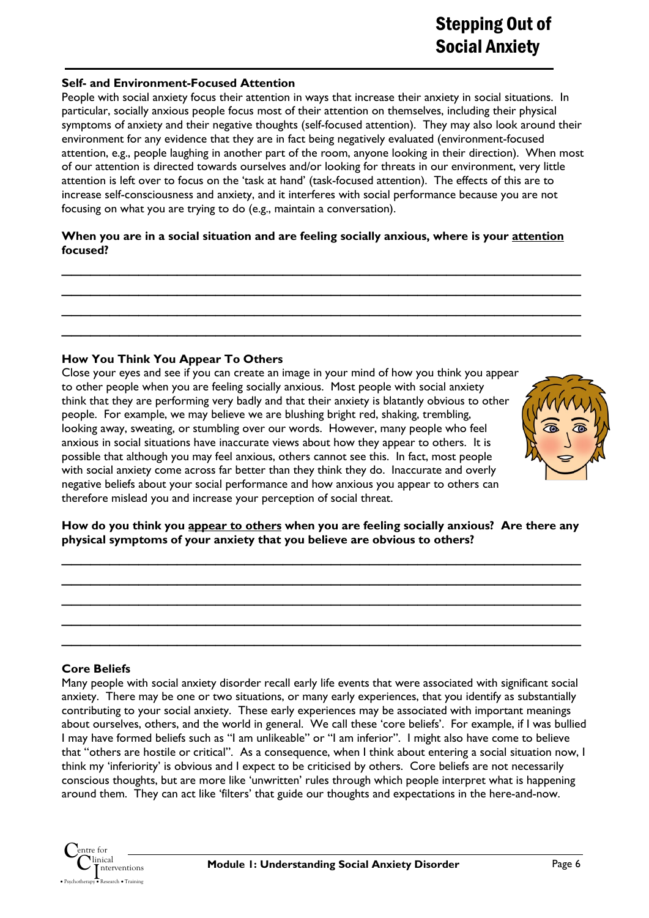### Self- and Environment-Focused Attention

People with social anxiety focus their attention in ways that increase their anxiety in social situations. In particular, socially anxious people focus most of their attention on themselves, including their physical symptoms of anxiety and their negative thoughts (self-focused attention). They may also look around their environment for any evidence that they are in fact being negatively evaluated (environment-focused attention, e.g., people laughing in another part of the room, anyone looking in their direction). When most of our attention is directed towards ourselves and/or looking for threats in our environment, very little attention is left over to focus on the 'task at hand' (task-focused attention). The effects of this are to increase self-consciousness and anxiety, and it interferes with social performance because you are not focusing on what you are trying to do (e.g., maintain a conversation).

**When you are in a social situation and are feeling socially anxious, where is your <u>attention</u> focused?**

___________________________________________________________________________

___________________________________________________________________________

___________________________________________________________________________

___________________________________________________________________________

### How You Think You Appear To Others

Close your eyes and see if you can create an image in your mind of how you think you appear to other people when you are feeling socially anxious. Most people with social anxiety think that they are performing very badly and that their anxiety is blatantly obvious to other people. For example, we may believe we are blushing bright red, shaking, trembling, looking away, sweating, or stumbling over our words. However, many people who feel anxious in social situations have inaccurate views about how they appear to others. It is possible that although you may feel anxious, others cannot see this. In fact, most people with social anxiety come across far better than they think they do. Inaccurate and overly negative beliefs about your social performance and how anxious you appear to others can therefore mislead you and increase your perception of social threat.

**How do you think you <u>appear to others</u> when you are feeling socially anxious? Are there any physical symptoms of your anxiety that you believe are obvious to others?**

___________________________________________________________________________

___________________________________________________________________________

___________________________________________________________________________

___________________________________________________________________________

___________________________________________________________________________

### Core Beliefs

Many people with social anxiety disorder recall early life events that were associated with significant social anxiety. There may be one or two situations, or many early experiences, that you identify as substantially contributing to your social anxiety. These early experiences may be associated with important meanings about ourselves, others, and the world in general. We call these 'core beliefs'. For example, if I was bullied I may have formed beliefs such as "I am unlikeable" or "I am inferior". I might also have come to believe that "others are hostile or critical". As a consequence, when I think about entering a social situation now, I think my 'inferiority' is obvious and I expect to be criticised by others. Core beliefs are not necessarily conscious thoughts, but are more like 'unwritten' rules through which people interpret what is happening around them. They can act like 'filters' that guide our thoughts and expectations in the here-and-now.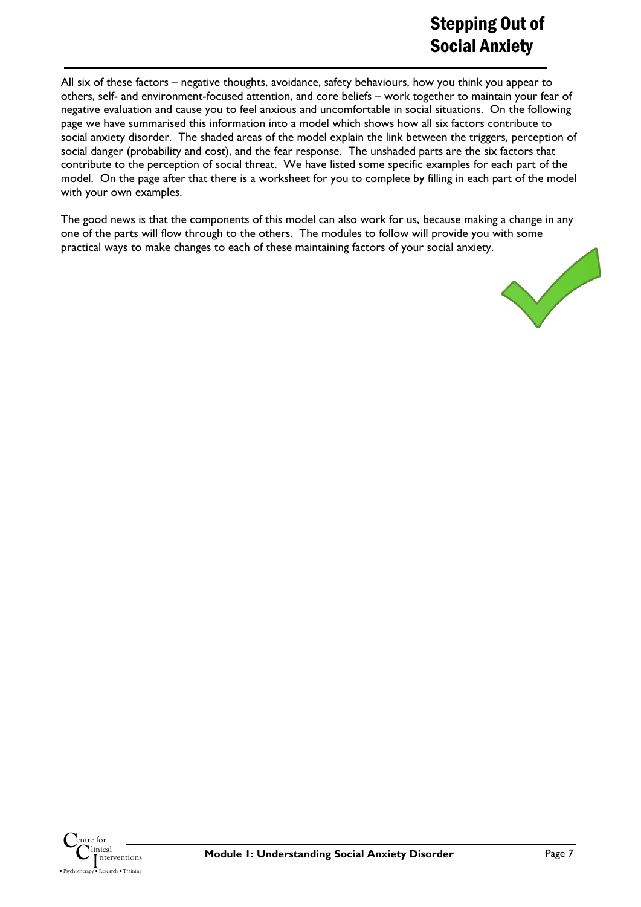All six of these factors – negative thoughts, avoidance, safety behaviours, how you think you appear to others, self- and environment-focused attention, and core beliefs – work together to maintain your fear of negative evaluation and cause you to feel anxious and uncomfortable in social situations. On the following page we have summarised this information into a model which shows how all six factors contribute to social anxiety disorder. The shaded areas of the model explain the link between the triggers, perception of social danger (probability and cost), and the fear response. The unshaded parts are the six factors that contribute to the perception of social threat. We have listed some specific examples for each part of the model. On the page after that there is a worksheet for you to complete by filling in each part of the model with your own examples.

The good news is that the components of this model can also work for us, because making a change in any one of the parts will flow through to the others. The modules to follow will provide you with some practical ways to make changes to each of these maintaining factors of your social anxiety.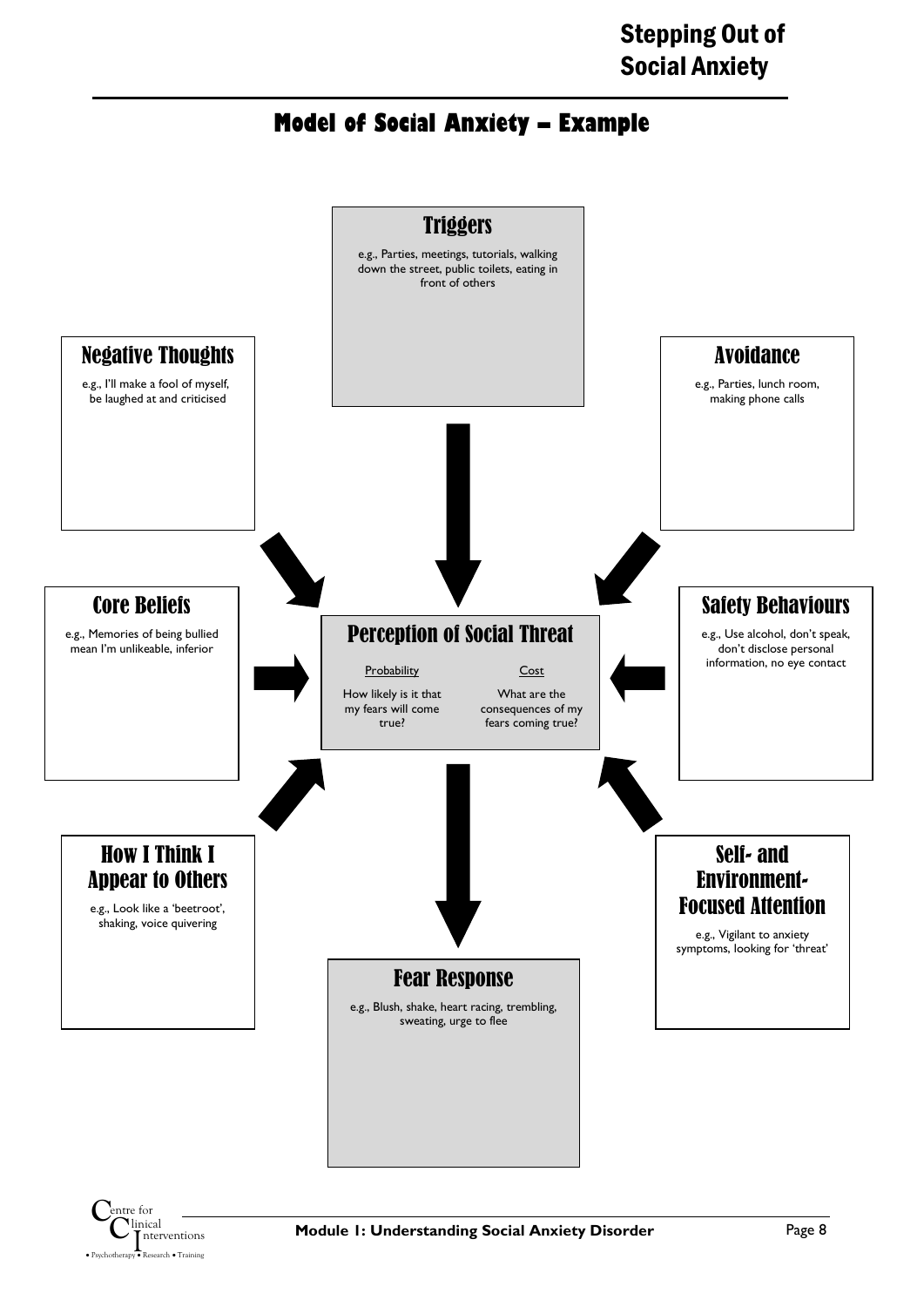# Model of Social Anxiety – Example

## Triggers

e.g., Parties, meetings, tutorials, walking down the street, public toilets, eating in front of others

## Negative Thoughts

e.g., I'll make a fool of myself, be laughed at and criticised

## Avoidance

e.g., Parties, lunch room, making phone calls

## Core Beliefs

e.g., Memories of being bullied mean I'm unlikeable, inferior

## Perception of Social Threat

Probability

How likely is it that my fears will come true?

Cost

What are the consequences of my fears coming true?

## Safety Behaviours

e.g., Use alcohol, don't speak, don't disclose personal information, no eye contact

## How I Think I Appear to Others

e.g., Look like a 'beetroot', shaking, voice quivering

## Self- and Environment-Focused Attention

e.g., Vigilant to anxiety symptoms, looking for 'threat'

## Fear Response

e.g., Blush, shake, heart racing, trembling, sweating, urge to flee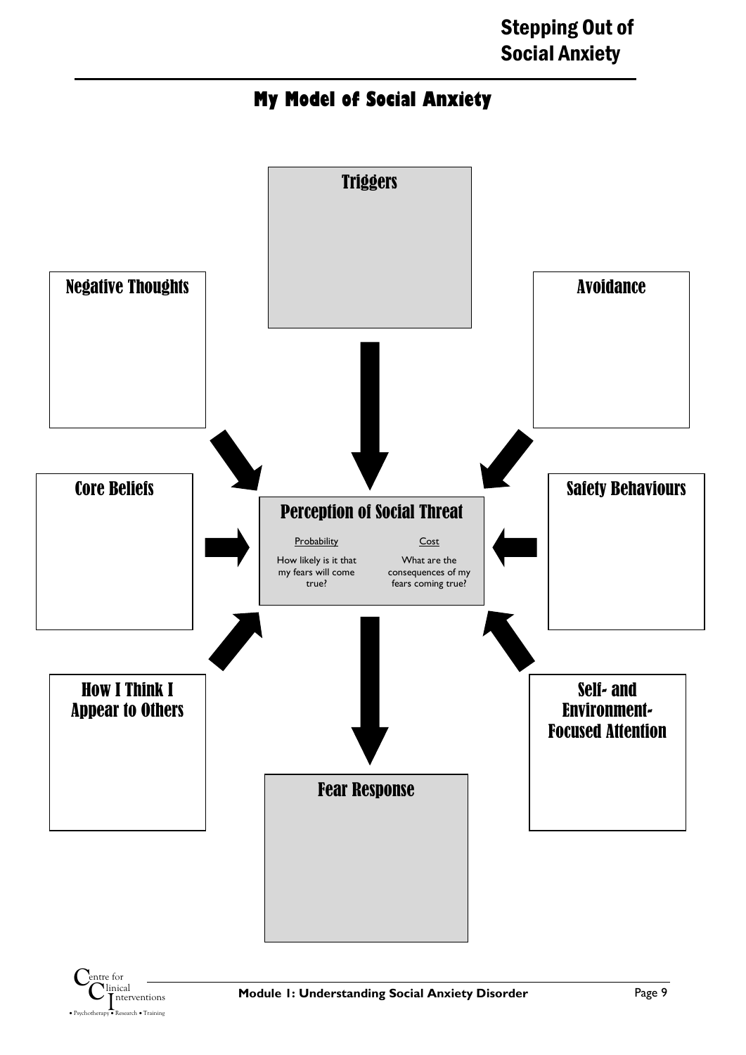# My Model of Social Anxiety

### Triggers

### Negative Thoughts

### Avoidance

### Core Beliefs

### Perception of Social Threat

**Probability**

How likely is it that my fears will come true?

**Cost**

What are the consequences of my fears coming true?

### Safety Behaviours

### How I Think I Appear to Others

### Self- and Environment-Focused Attention

### Fear Response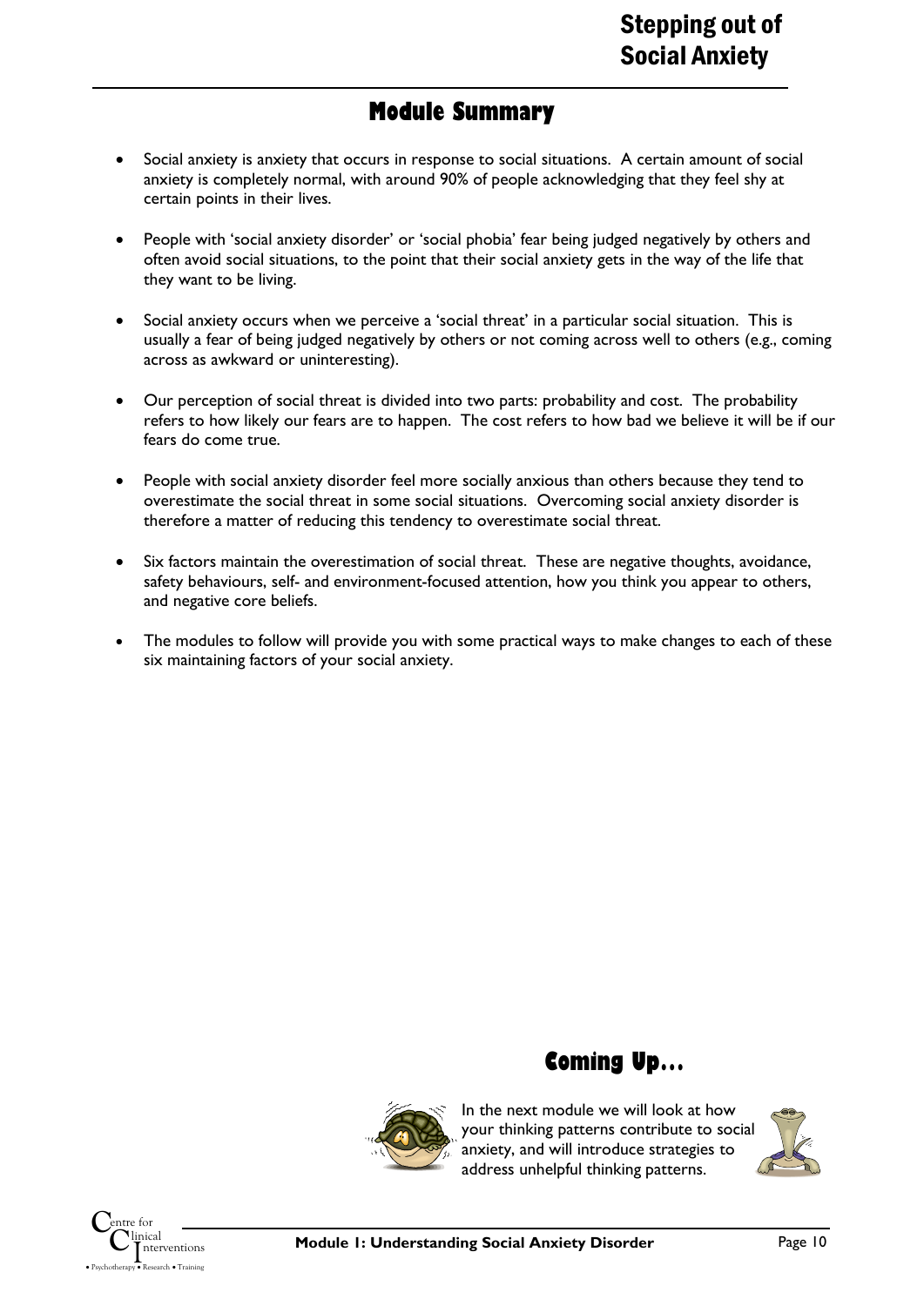## Module Summary

- Social anxiety is anxiety that occurs in response to social situations. A certain amount of social anxiety is completely normal, with around 90% of people acknowledging that they feel shy at certain points in their lives.
- People with 'social anxiety disorder' or 'social phobia' fear being judged negatively by others and often avoid social situations, to the point that their social anxiety gets in the way of the life that they want to be living.
- Social anxiety occurs when we perceive a 'social threat' in a particular social situation. This is usually a fear of being judged negatively by others or not coming across well to others (e.g., coming across as awkward or uninteresting).
- Our perception of social threat is divided into two parts: probability and cost. The probability refers to how likely our fears are to happen. The cost refers to how bad we believe it will be if our fears do come true.
- People with social anxiety disorder feel more socially anxious than others because they tend to overestimate the social threat in some social situations. Overcoming social anxiety disorder is therefore a matter of reducing this tendency to overestimate social threat.
- Six factors maintain the overestimation of social threat. These are negative thoughts, avoidance, safety behaviours, self- and environment-focused attention, how you think you appear to others, and negative core beliefs.
- The modules to follow will provide you with some practical ways to make changes to each of these six maintaining factors of your social anxiety.

## Coming Up…

In the next module we will look at how your thinking patterns contribute to social anxiety, and will introduce strategies to address unhelpful thinking patterns.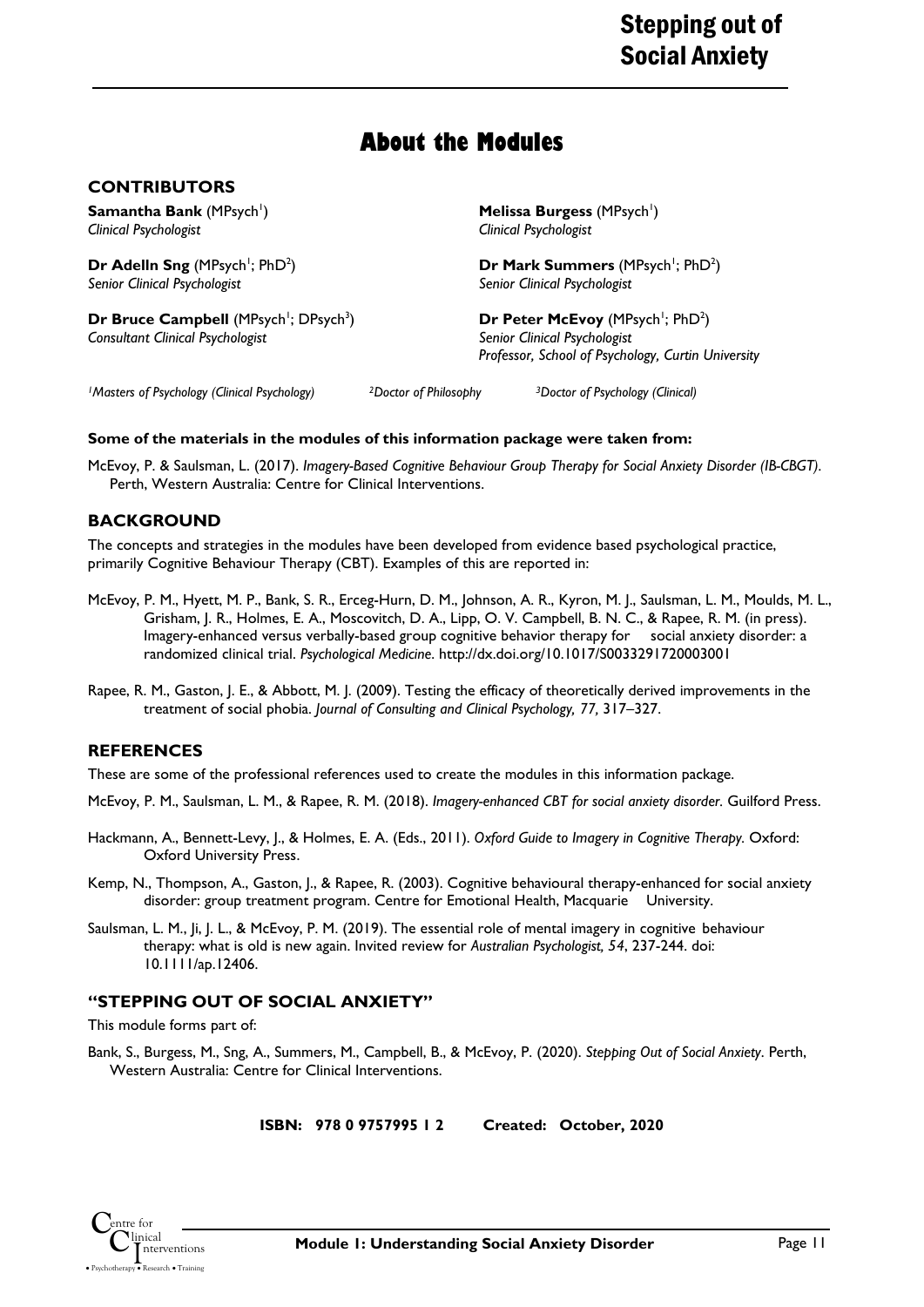# About the Modules

## CONTRIBUTORS

**Samantha Bank** (MPsych[1])
*Clinical Psychologist*

**Melissa Burgess** (MPsych[1])
*Clinical Psychologist*

**Dr Adelln Sng** (MPsych[1]; PhD[2])
*Senior Clinical Psychologist*

**Dr Mark Summers** (MPsych[1]; PhD[2])
*Senior Clinical Psychologist*

**Dr Bruce Campbell** (MPsych[1]; DPsych[3])
*Consultant Clinical Psychologist*

**Dr Peter McEvoy** (MPsych[1]; PhD[2])
*Senior Clinical Psychologist*
*Professor, School of Psychology, Curtin University*

[1]*Masters of Psychology (Clinical Psychology)* [2]*Doctor of Philosophy* [3]*Doctor of Psychology (Clinical)*

**Some of the materials in the modules of this information package were taken from:**

McEvoy, P. & Saulsman, L. (2017). *Imagery-Based Cognitive Behaviour Group Therapy for Social Anxiety Disorder (IB-CBGT).* Perth, Western Australia: Centre for Clinical Interventions.

## BACKGROUND

The concepts and strategies in the modules have been developed from evidence based psychological practice, primarily Cognitive Behaviour Therapy (CBT). Examples of this are reported in:

McEvoy, P. M., Hyett, M. P., Bank, S. R., Erceg-Hurn, D. M., Johnson, A. R., Kyron, M. J., Saulsman, L. M., Moulds, M. L., Grisham, J. R., Holmes, E. A., Moscovitch, D. A., Lipp, O. V. Campbell, B. N. C., & Rapee, R. M. (in press). Imagery-enhanced versus verbally-based group cognitive behavior therapy for social anxiety disorder: a randomized clinical trial. *Psychological Medicine*. http://dx.doi.org/10.1017/S0033291720003001

Rapee, R. M., Gaston, J. E., & Abbott, M. J. (2009). Testing the efficacy of theoretically derived improvements in the treatment of social phobia. *Journal of Consulting and Clinical Psychology, 77,* 317–327.

## REFERENCES

These are some of the professional references used to create the modules in this information package.

McEvoy, P. M., Saulsman, L. M., & Rapee, R. M. (2018). *Imagery-enhanced CBT for social anxiety disorder.* Guilford Press.

Hackmann, A., Bennett-Levy, J., & Holmes, E. A. (Eds., 2011). *Oxford Guide to Imagery in Cognitive Therapy.* Oxford: Oxford University Press.

Kemp, N., Thompson, A., Gaston, J., & Rapee, R. (2003). Cognitive behavioural therapy-enhanced for social anxiety disorder: group treatment program. Centre for Emotional Health, Macquarie University.

Saulsman, L. M., Ji, J. L., & McEvoy, P. M. (2019). The essential role of mental imagery in cognitive behaviour therapy: what is old is new again. Invited review for *Australian Psychologist, 54*, 237-244. doi: 10.1111/ap.12406.

## "STEPPING OUT OF SOCIAL ANXIETY"

This module forms part of:

Bank, S., Burgess, M., Sng, A., Summers, M., Campbell, B., & McEvoy, P. (2020). *Stepping Out of Social Anxiety*. Perth, Western Australia: Centre for Clinical Interventions.

**ISBN: 978 0 9757995 1 2 Created: October, 2020**